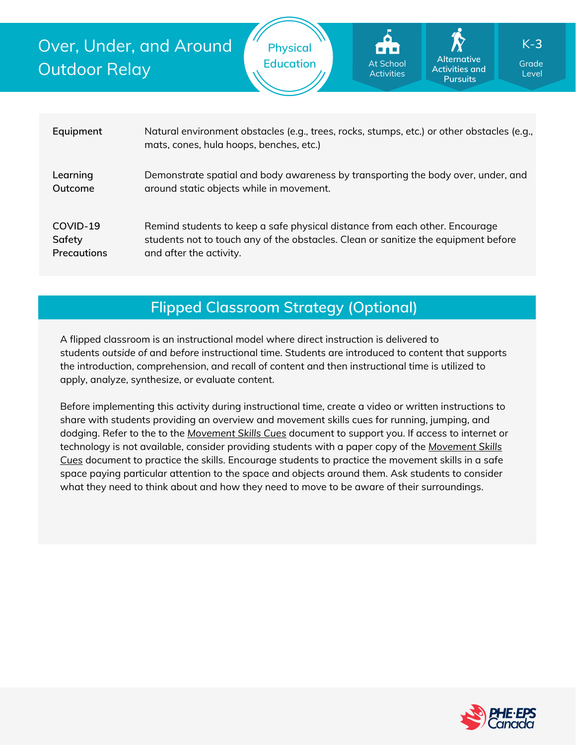# Over, Under, and Around Outdoor Relay

Physical Education

At School Activities | Alternative Activities and Pursuits | K-3 Grade Level

| | |
|---|---|
| **Equipment** | Natural environment obstacles (e.g., trees, rocks, stumps, etc.) or other obstacles (e.g., mats, cones, hula hoops, benches, etc.) |
| **Learning Outcome** | Demonstrate spatial and body awareness by transporting the body over, under, and around static objects while in movement. |
| **COVID-19 Safety Precautions** | Remind students to keep a safe physical distance from each other. Encourage students not to touch any of the obstacles. Clean or sanitize the equipment before and after the activity. |

## Flipped Classroom Strategy (Optional)

A flipped classroom is an instructional model where direct instruction is delivered to students *outside* of and *before* instructional time. Students are introduced to content that supports the introduction, comprehension, and recall of content and then instructional time is utilized to apply, analyze, synthesize, or evaluate content.

Before implementing this activity during instructional time, create a video or written instructions to share with students providing an overview and movement skills cues for running, jumping, and dodging. Refer to the to the *Movement Skills Cues* document to support you. If access to internet or technology is not available, consider providing students with a paper copy of the *Movement Skills Cues* document to practice the skills. Encourage students to practice the movement skills in a safe space paying particular attention to the space and objects around them. Ask students to consider what they need to think about and how they need to move to be aware of their surroundings.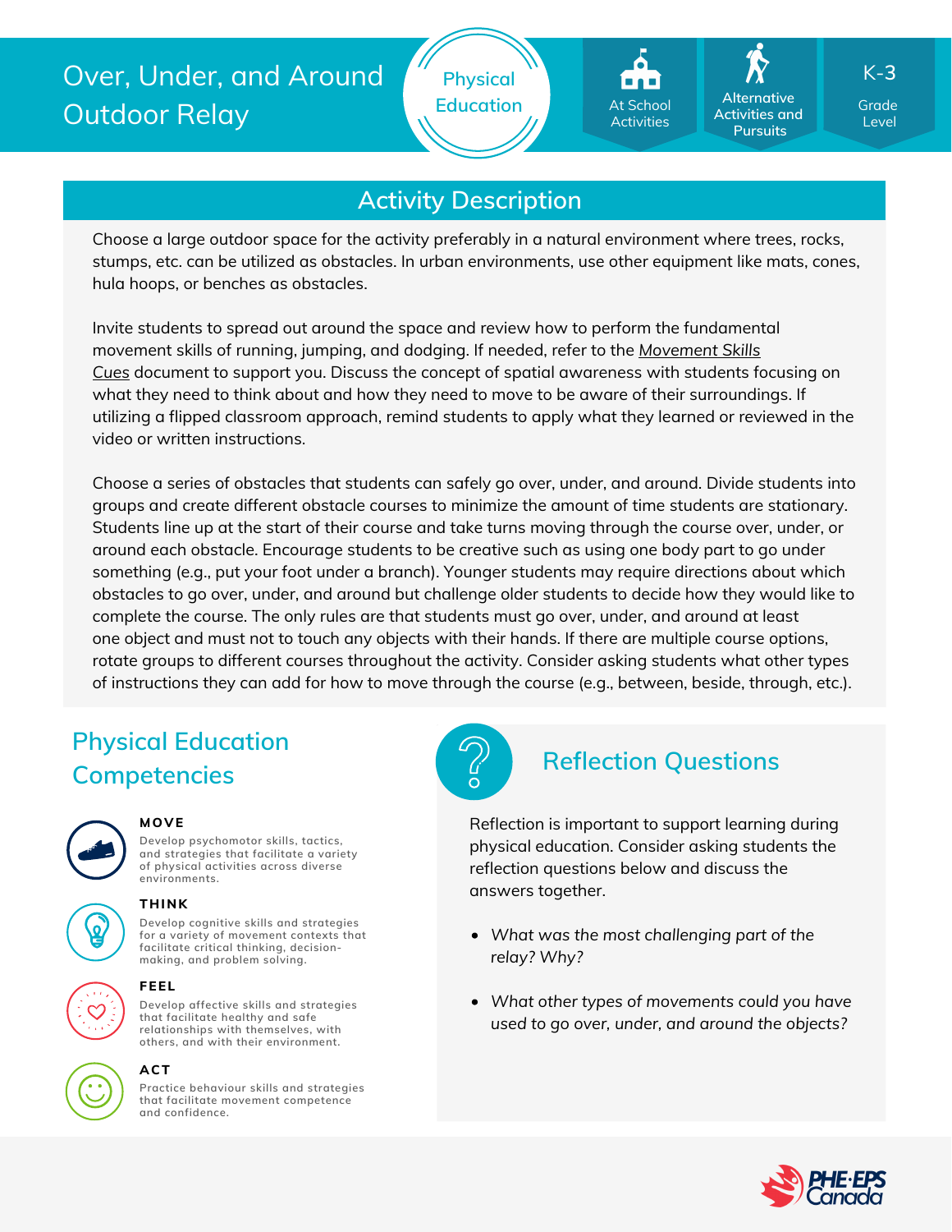# Over, Under, and Around Outdoor Relay

Physical Education

At School Activities

Alternative Activities and Pursuits

K-3 Grade Level

## Activity Description

Choose a large outdoor space for the activity preferably in a natural environment where trees, rocks, stumps, etc. can be utilized as obstacles. In urban environments, use other equipment like mats, cones, hula hoops, or benches as obstacles.

Invite students to spread out around the space and review how to perform the fundamental movement skills of running, jumping, and dodging. If needed, refer to the *Movement Skills Cues* document to support you. Discuss the concept of spatial awareness with students focusing on what they need to think about and how they need to move to be aware of their surroundings. If utilizing a flipped classroom approach, remind students to apply what they learned or reviewed in the video or written instructions.

Choose a series of obstacles that students can safely go over, under, and around. Divide students into groups and create different obstacle courses to minimize the amount of time students are stationary. Students line up at the start of their course and take turns moving through the course over, under, or around each obstacle. Encourage students to be creative such as using one body part to go under something (e.g., put your foot under a branch). Younger students may require directions about which obstacles to go over, under, and around but challenge older students to decide how they would like to complete the course. The only rules are that students must go over, under, and around at least one object and must not to touch any objects with their hands. If there are multiple course options, rotate groups to different courses throughout the activity. Consider asking students what other types of instructions they can add for how to move through the course (e.g., between, beside, through, etc.).

## Physical Education Competencies

**MOVE**

Develop psychomotor skills, tactics, and strategies that facilitate a variety of physical activities across diverse environments.

**THINK**

Develop cognitive skills and strategies for a variety of movement contexts that facilitate critical thinking, decision-making, and problem solving.

**FEEL**

Develop affective skills and strategies that facilitate healthy and safe relationships with themselves, with others, and with their environment.

**ACT**

Practice behaviour skills and strategies that facilitate movement competence and confidence.

## Reflection Questions

Reflection is important to support learning during physical education. Consider asking students the reflection questions below and discuss the answers together.

- *What was the most challenging part of the relay? Why?*
- *What other types of movements could you have used to go over, under, and around the objects?*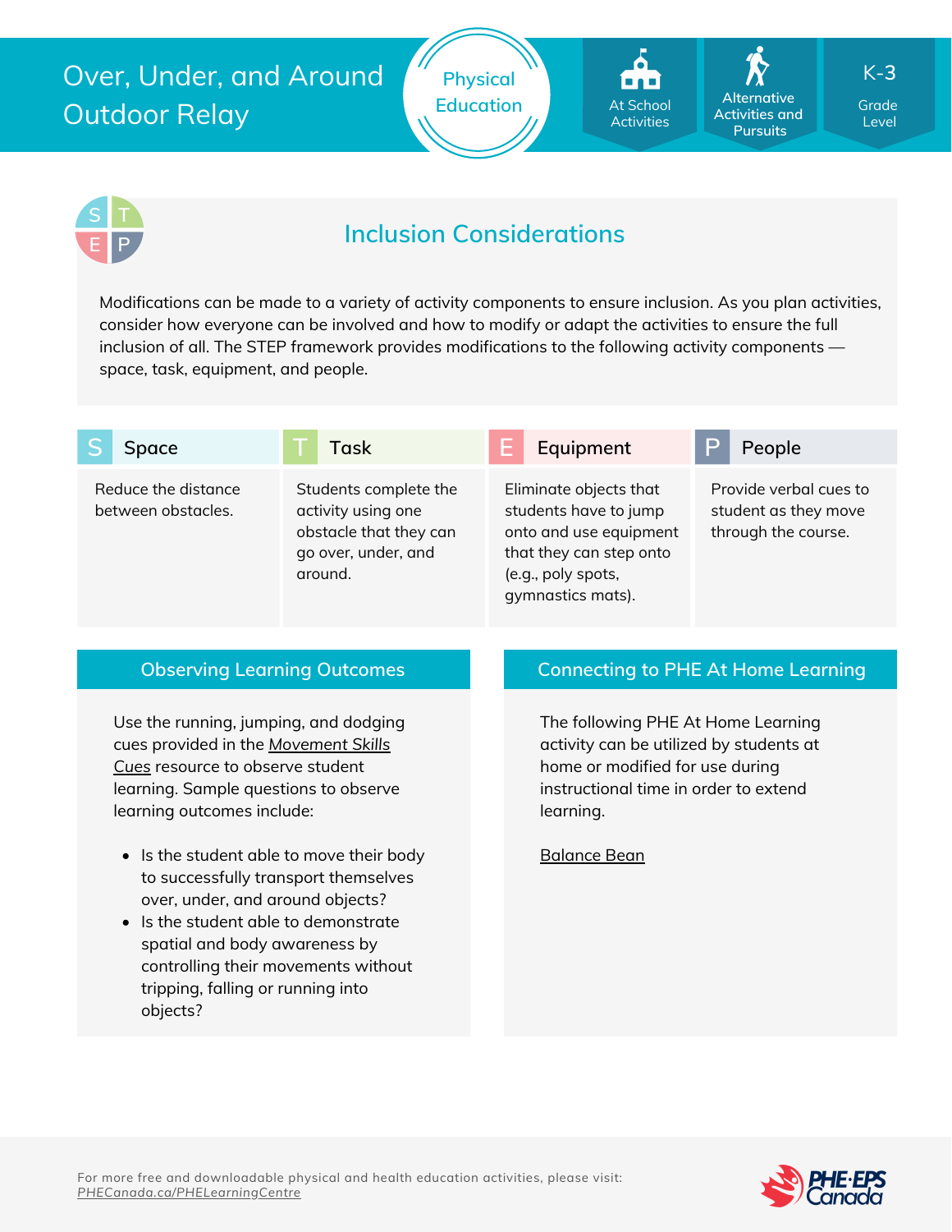# Over, Under, and Around Outdoor Relay

Physical Education

At School Activities

Alternative Activities and Pursuits

K-3 Grade Level

## Inclusion Considerations

Modifications can be made to a variety of activity components to ensure inclusion. As you plan activities, consider how everyone can be involved and how to modify or adapt the activities to ensure the full inclusion of all. The STEP framework provides modifications to the following activity components — space, task, equipment, and people.

| S Space | T Task | E Equipment | P People |
|---|---|---|---|
| Reduce the distance between obstacles. | Students complete the activity using one obstacle that they can go over, under, and around. | Eliminate objects that students have to jump onto and use equipment that they can step onto (e.g., poly spots, gymnastics mats). | Provide verbal cues to student as they move through the course. |

## Observing Learning Outcomes

Use the running, jumping, and dodging cues provided in the Movement Skills Cues resource to observe student learning. Sample questions to observe learning outcomes include:

- Is the student able to move their body to successfully transport themselves over, under, and around objects?
- Is the student able to demonstrate spatial and body awareness by controlling their movements without tripping, falling or running into objects?

## Connecting to PHE At Home Learning

The following PHE At Home Learning activity can be utilized by students at home or modified for use during instructional time in order to extend learning.

Balance Bean

For more free and downloadable physical and health education activities, please visit: PHECanada.ca/PHELearningCentre

PHE·EPS Canada